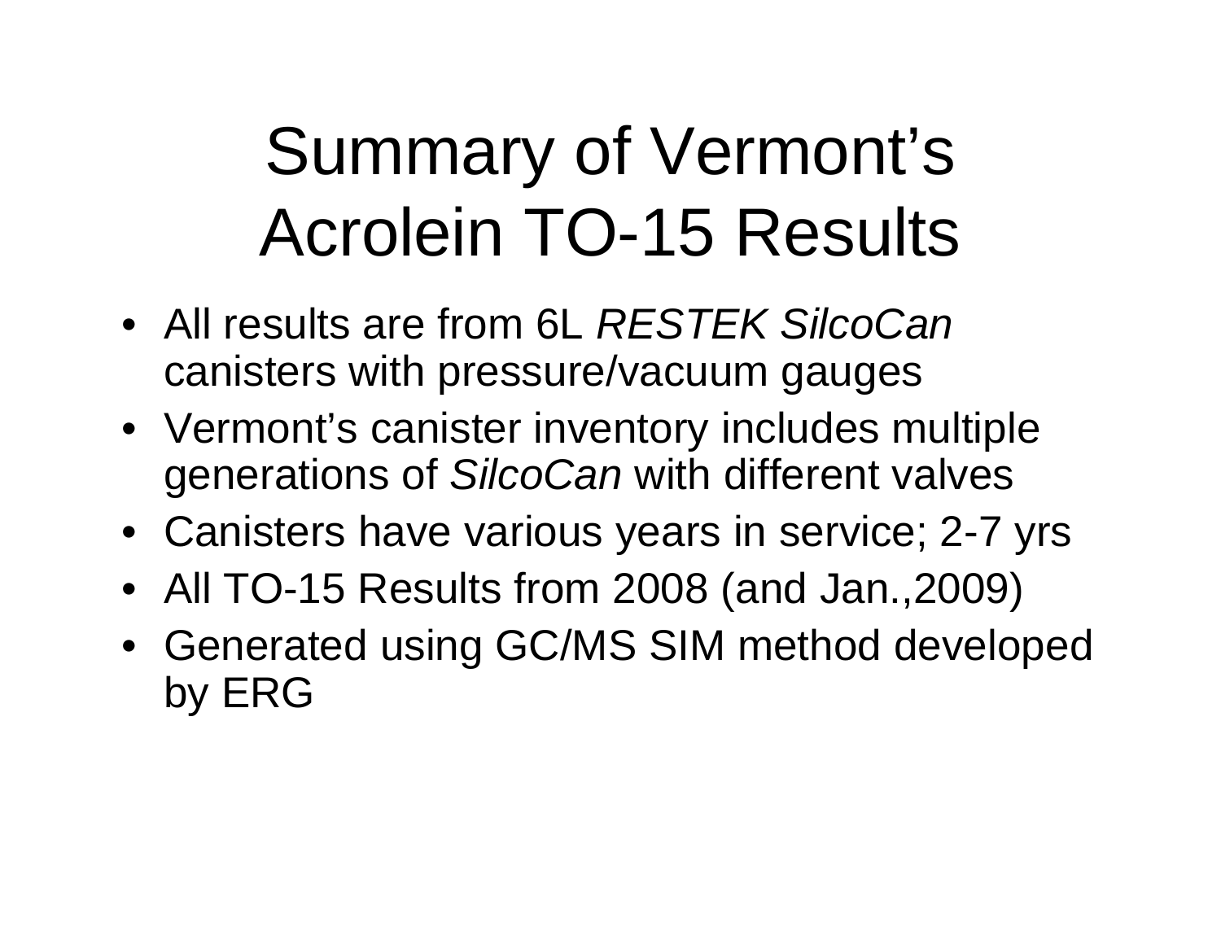# Summary of Vermont's Acrolein TO-15 Results

- All results are from 6L *RESTEK SilcoCan* canisters with pressure/vacuum gauges
- Vermont's canister inventory includes multiple generations of *SilcoCan* with different valves
- Canisters have various years in service; 2-7 yrs
- All TO-15 Results from 2008 (and Jan.,2009)
- Generated using GC/MS SIM method developed by ERG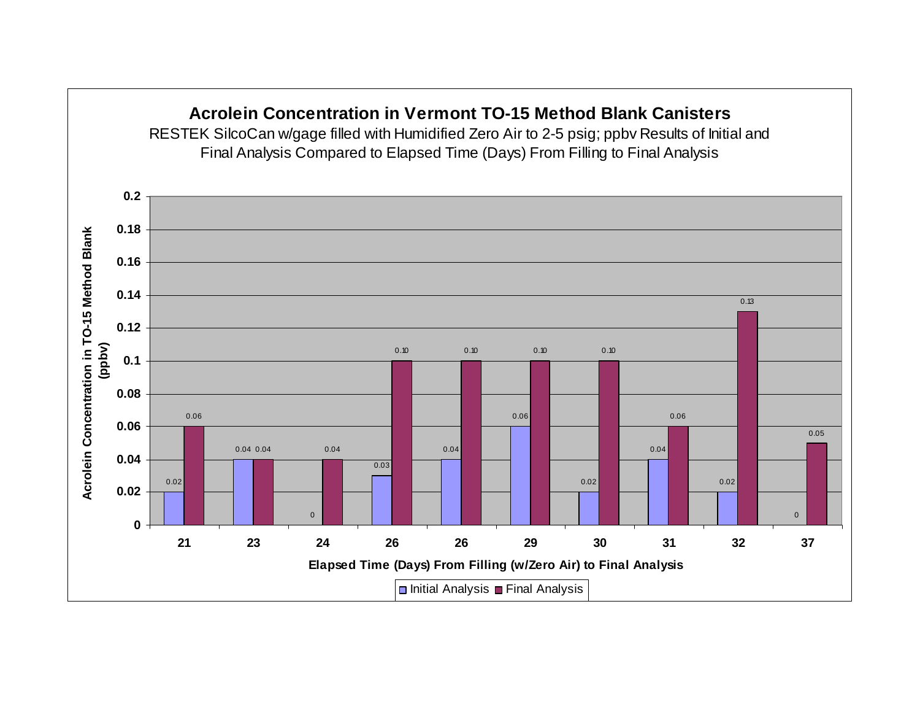## Acrolein Concentration in Vermont TO-15 Method Blank Canisters

RESTEK SilcoCan w/gage filled with Humidified Zero Air to 2-5 psig; ppbv Results of Initial and Final Analysis Compared to Elapsed Time (Days) From Filling to Final Analysis

| Elapsed Time (Days) From Filling (w/Zero Air) to Final Analysis | Initial Analysis | Final Analysis |
|---|---|---|
| 21 | 0.02 | 0.06 |
| 23 | 0.04 | 0.04 |
| 24 | 0 | 0.04 |
| 26 | 0.03 | 0.10 |
| 26 | 0.04 | 0.10 |
| 29 | 0.06 | 0.10 |
| 30 | 0.02 | 0.10 |
| 31 | 0.04 | 0.06 |
| 32 | 0.02 | 0.13 |
| 37 | 0 | 0.05 |

Y-axis: Acrolein Concentration in TO-15 Method Blank (ppbv)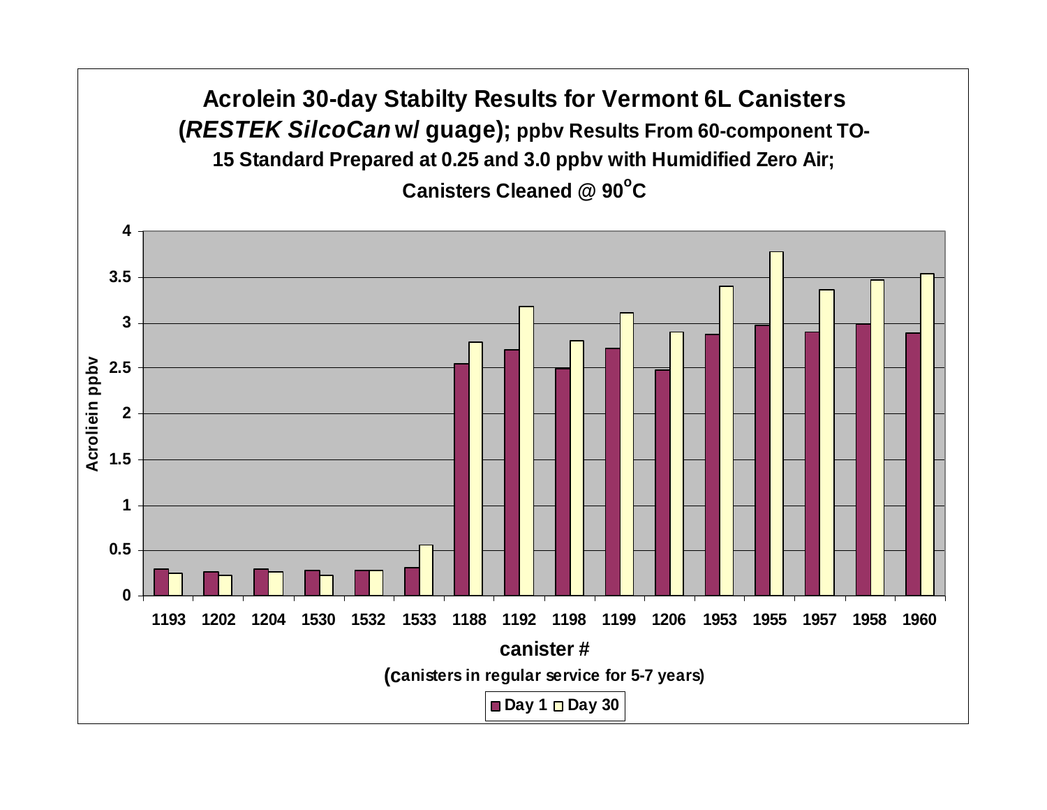# Acrolein 30-day Stabilty Results for Vermont 6L Canisters (*RESTEK SilcoCan* w/ guage); ppbv Results From 60-component TO-15 Standard Prepared at 0.25 and 3.0 ppbv with Humidified Zero Air; Canisters Cleaned @ 90°C

| canister # | Day 1 (Acrolein ppbv) | Day 30 (Acrolein ppbv) |
|---|---|---|
| 1193 | 0.29 | 0.25 |
| 1202 | 0.26 | 0.22 |
| 1204 | 0.29 | 0.26 |
| 1530 | 0.28 | 0.22 |
| 1532 | 0.28 | 0.28 |
| 1533 | 0.31 | 0.56 |
| 1188 | 2.55 | 2.79 |
| 1192 | 2.70 | 3.18 |
| 1198 | 2.49 | 2.80 |
| 1199 | 2.72 | 3.11 |
| 1206 | 2.48 | 2.90 |
| 1953 | 2.87 | 3.40 |
| 1955 | 2.97 | 3.78 |
| 1957 | 2.90 | 3.36 |
| 1958 | 2.99 | 3.47 |
| 1960 | 2.89 | 3.54 |

*Values are approximate readings from a bar chart (y-axis: Acrolein ppbv, 0–4).*

**canister #**

**(canisters in regular service for 5-7 years)**

■ Day 1 □ Day 30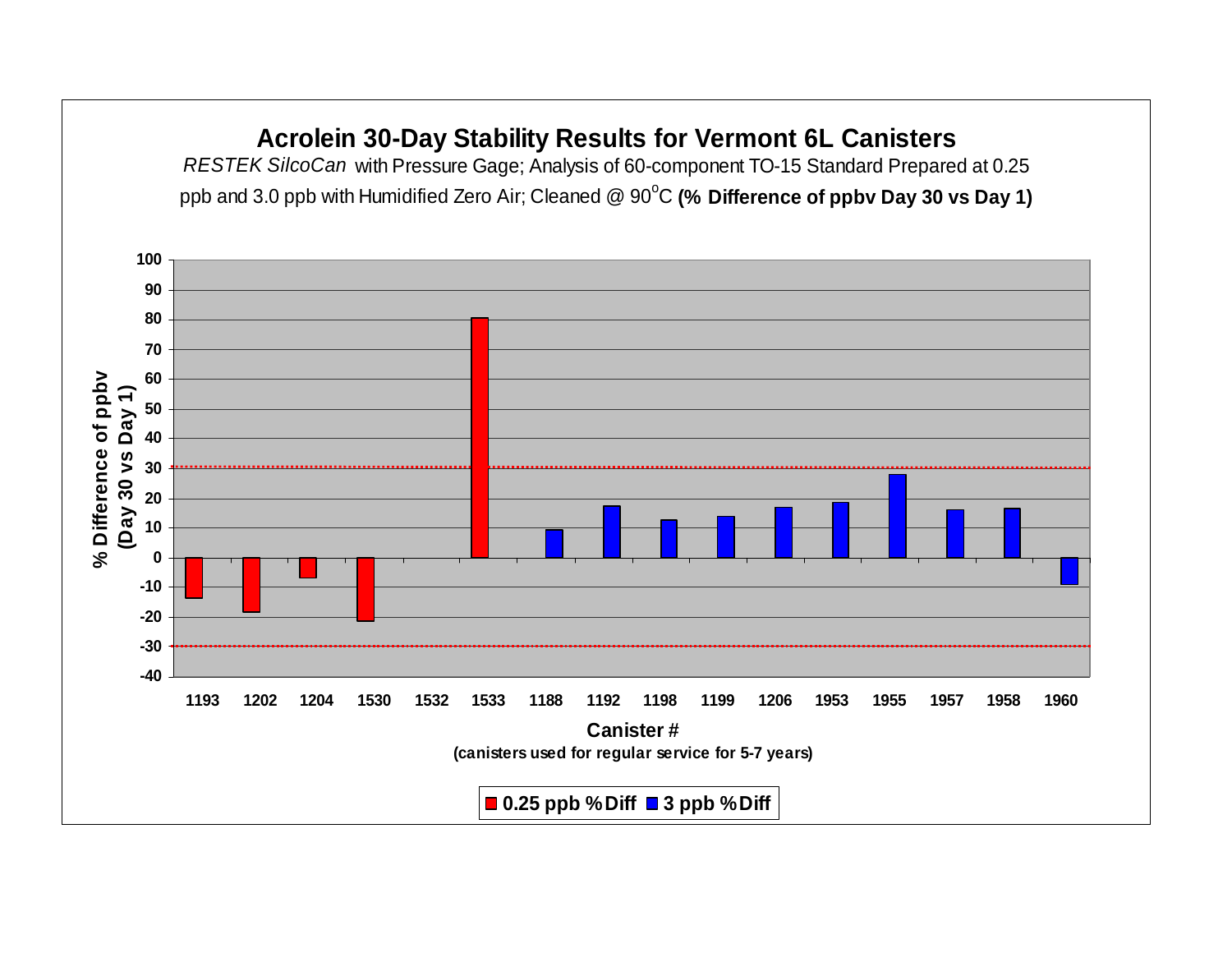# Acrolein 30-Day Stability Results for Vermont 6L Canisters

*RESTEK SilcoCan* with Pressure Gage; Analysis of 60-component TO-15 Standard Prepared at 0.25 ppb and 3.0 ppb with Humidified Zero Air; Cleaned @ 90°C **(% Difference of ppbv Day 30 vs Day 1)**

| Canister # | 0.25 ppb %Diff | 3 ppb %Diff |
|---|---|---|
| 1193 | -14 | |
| 1202 | -18 | |
| 1204 | -7 | |
| 1530 | -21 | |
| 1532 | | |
| 1533 | 80 | |
| 1188 | | 9 |
| 1192 | | 17 |
| 1198 | | 13 |
| 1199 | | 14 |
| 1206 | | 17 |
| 1953 | | 19 |
| 1955 | | 28 |
| 1957 | | 16 |
| 1958 | | 17 |
| 1960 | | -9 |

Y-axis: % Difference of ppbv (Day 30 vs Day 1)

X-axis: **Canister #** (canisters used for regular service for 5-7 years)

Legend: 0.25 ppb %Diff; 3 ppb %Diff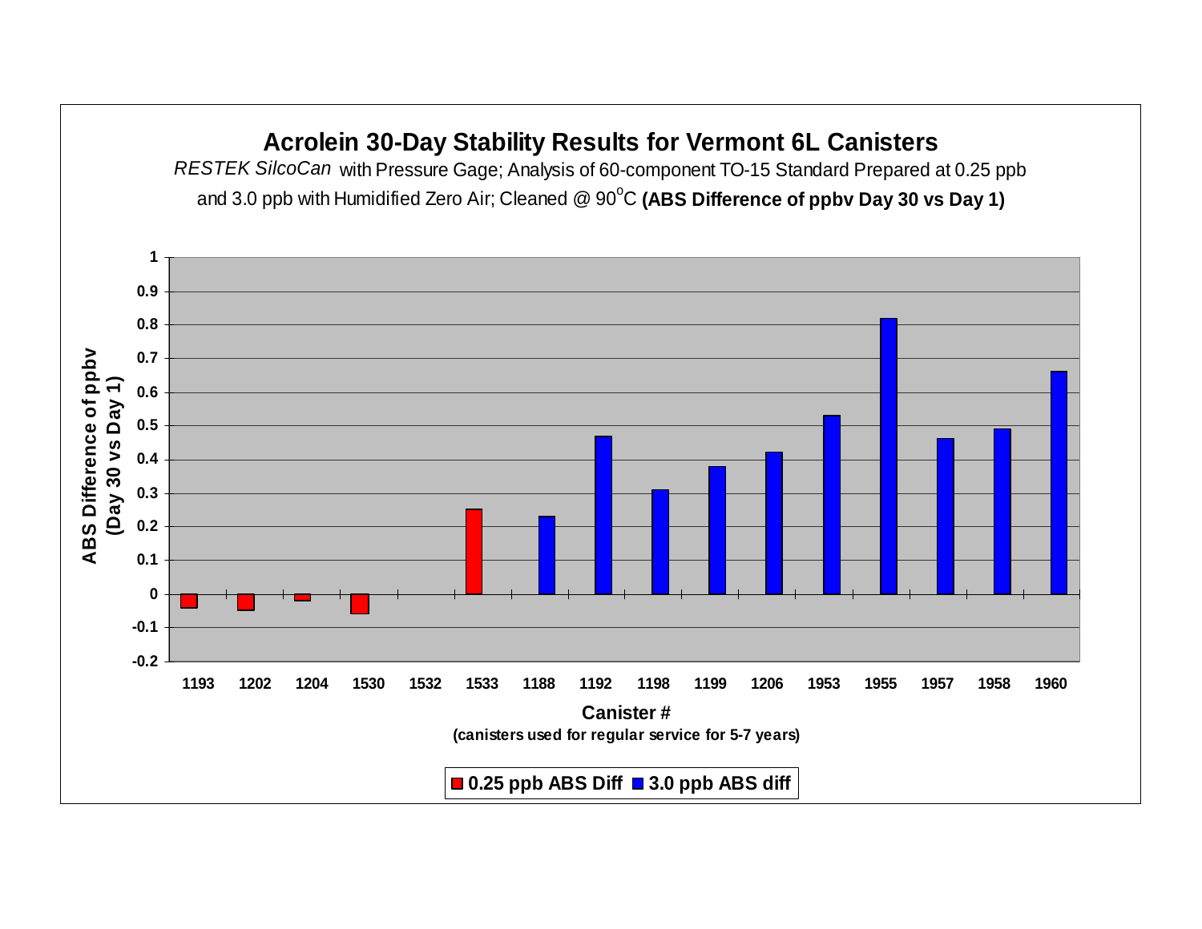# Acrolein 30-Day Stability Results for Vermont 6L Canisters

*RESTEK SilcoCan* with Pressure Gage; Analysis of 60-component TO-15 Standard Prepared at 0.25 ppb and 3.0 ppb with Humidified Zero Air; Cleaned @ 90$^{o}$C **(ABS Difference of ppbv Day 30 vs Day 1)**

**ABS Difference of ppbv (Day 30 vs Day 1)**

| Canister # | 0.25 ppb ABS Diff | 3.0 ppb ABS diff |
|---|---|---|
| 1193 | -0.04 | |
| 1202 | -0.05 | |
| 1204 | -0.02 | |
| 1530 | -0.06 | |
| 1532 | | |
| 1533 | 0.25 | |
| 1188 | | 0.23 |
| 1192 | | 0.47 |
| 1198 | | 0.31 |
| 1199 | | 0.38 |
| 1206 | | 0.42 |
| 1953 | | 0.53 |
| 1955 | | 0.82 |
| 1957 | | 0.46 |
| 1958 | | 0.49 |
| 1960 | | 0.66 |

**Canister #**

**(canisters used for regular service for 5-7 years)**

**0.25 ppb ABS Diff** | **3.0 ppb ABS diff**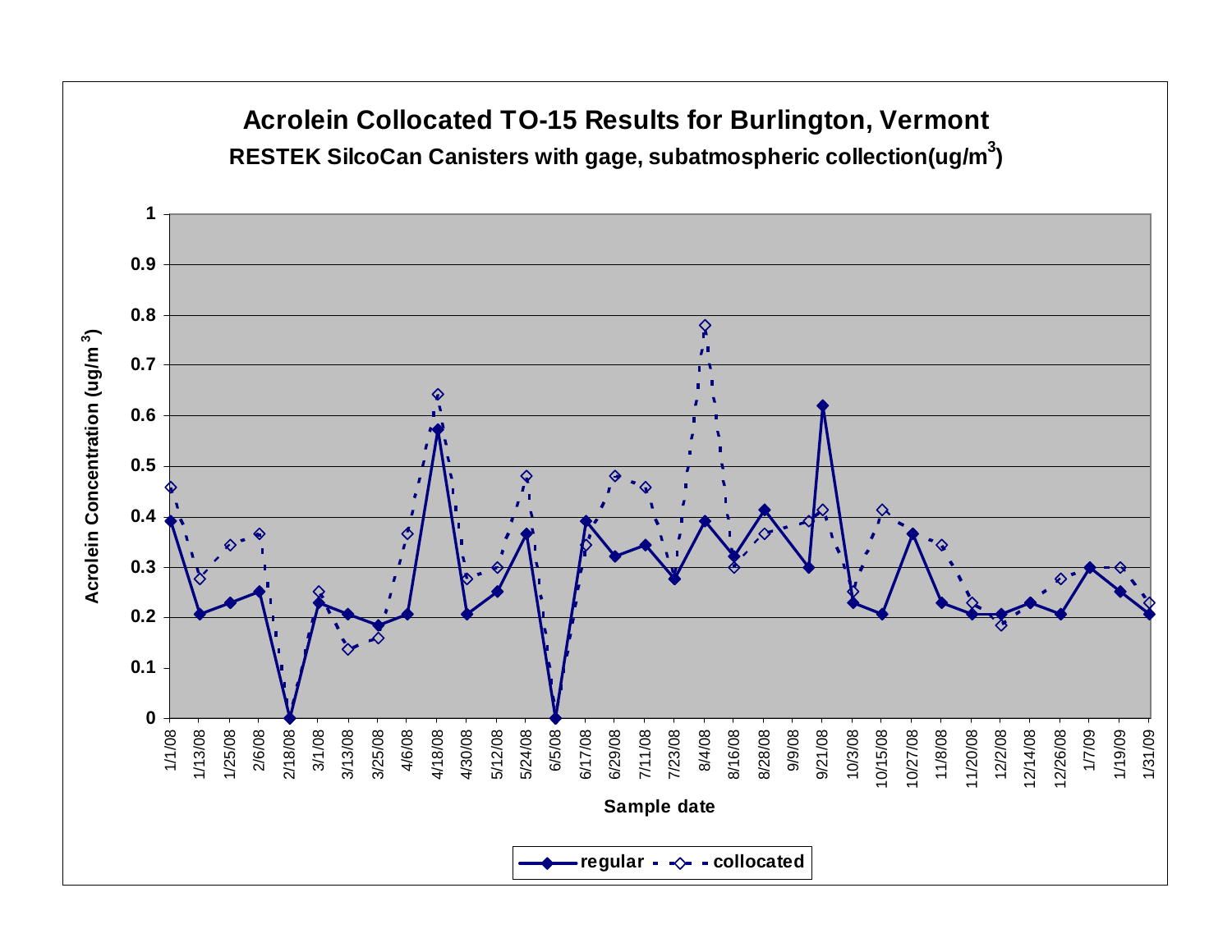# Acrolein Collocated TO-15 Results for Burlington, Vermont

**RESTEK SilcoCan Canisters with gage, subatmospheric collection(ug/m$^3$)**

Acrolein Concentration (ug/m$^3$)

1
0.9
0.8
0.7
0.6
0.5
0.4
0.3
0.2
0.1
0

1/1/08 1/13/08 1/25/08 2/6/08 2/18/08 3/1/08 3/13/08 3/25/08 4/6/08 4/18/08 4/30/08 5/12/08 5/24/08 6/5/08 6/17/08 6/29/08 7/11/08 7/23/08 8/4/08 8/16/08 8/28/08 9/9/08 9/21/08 10/3/08 10/15/08 10/27/08 11/8/08 11/20/08 12/2/08 12/14/08 12/26/08 1/7/09 1/19/09 1/31/09

Sample date

regular — collocated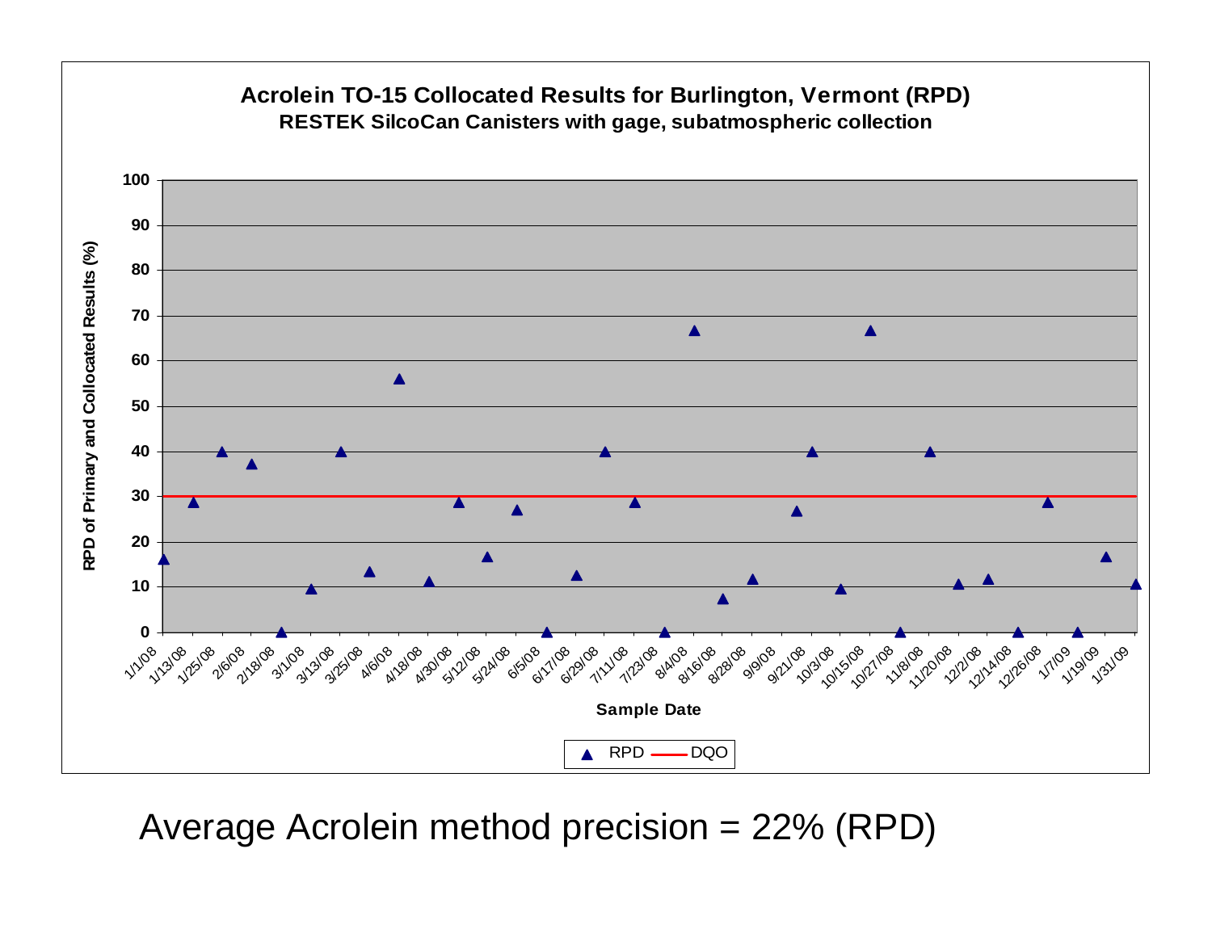**Acrolein TO-15 Collocated Results for Burlington, Vermont (RPD)**

**RESTEK SilcoCan Canisters with gage, subatmospheric collection**

RPD of Primary and Collocated Results (%)

Sample Date

Legend: ▲ RPD — DQO

Average Acrolein method precision = 22% (RPD)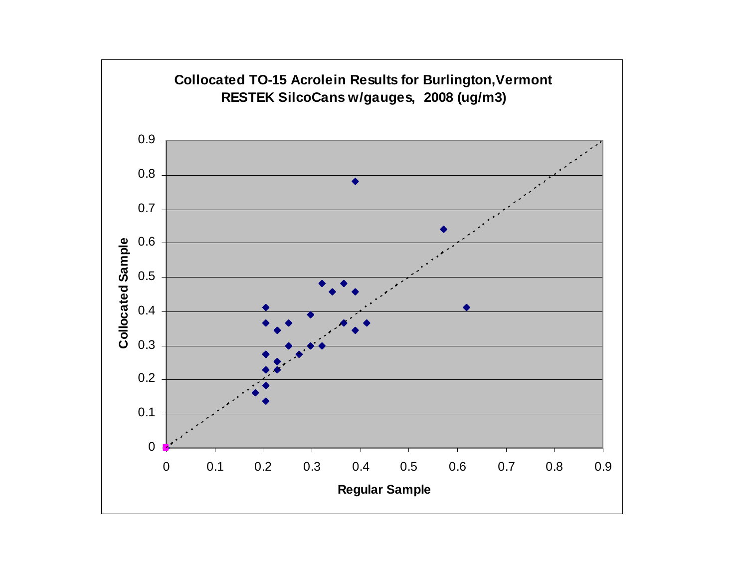**Collocated TO-15 Acrolein Results for Burlington,Vermont**
**RESTEK SilcoCans w/gauges, 2008 (ug/m3)**

Collocated Sample

0.9
0.8
0.7
0.6
0.5
0.4
0.3
0.2
0.1
0

0 0.1 0.2 0.3 0.4 0.5 0.6 0.7 0.8 0.9

Regular Sample